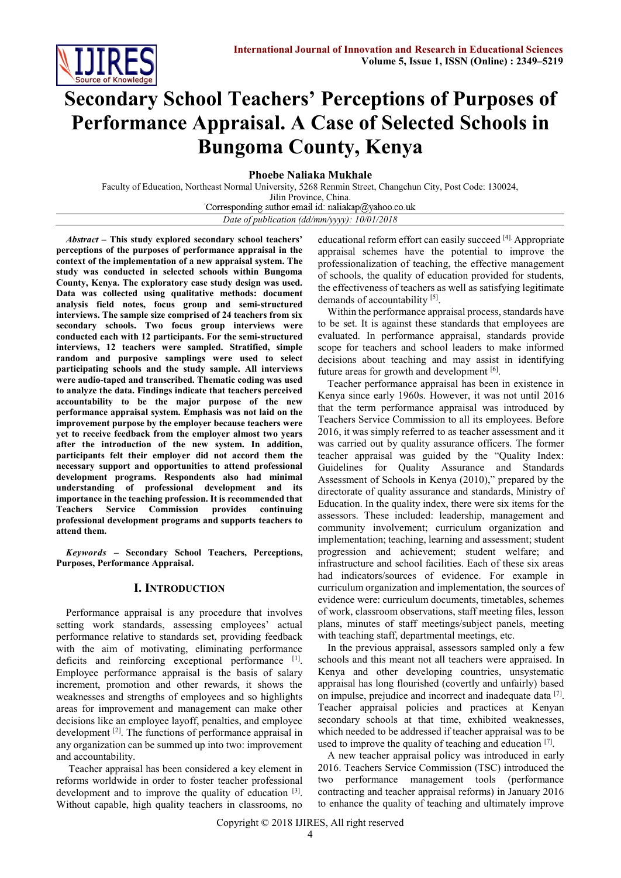# Secondary School Teachers' Perceptions of Purposes of Performance Appraisal. A Case of Selected Schools in Bungoma County, Kenya

**Phoebe Naliaka Mukhale**

Faculty of Education, Northeast Normal University, 5268 Renmin Street, Changchun City, Post Code: 130024, Jilin Province, China.

Corresponding author email id: naliakap@yahoo.co.uk

*Date of publication (dd/mm/yyyy): 10/01/2018*

***Abstract* – This study explored secondary school teachers' perceptions of the purposes of performance appraisal in the context of the implementation of a new appraisal system. The study was conducted in selected schools within Bungoma County, Kenya. The exploratory case study design was used. Data was collected using qualitative methods: document analysis field notes, focus group and semi-structured interviews. The sample size comprised of 24 teachers from six secondary schools. Two focus group interviews were conducted each with 12 participants. For the semi-structured interviews, 12 teachers were sampled. Stratified, simple random and purposive samplings were used to select participating schools and the study sample. All interviews were audio-taped and transcribed. Thematic coding was used to analyze the data. Findings indicate that teachers perceived accountability to be the major purpose of the new performance appraisal system. Emphasis was not laid on the improvement purpose by the employer because teachers were yet to receive feedback from the employer almost two years after the introduction of the new system. In addition, participants felt their employer did not accord them the necessary support and opportunities to attend professional development programs. Respondents also had minimal understanding of professional development and its importance in the teaching profession. It is recommended that Teachers Service Commission provides continuing professional development programs and supports teachers to attend them.**

***Keywords* – Secondary School Teachers, Perceptions, Purposes, Performance Appraisal.**

## I. Introduction

Performance appraisal is any procedure that involves setting work standards, assessing employees' actual performance relative to standards set, providing feedback with the aim of motivating, eliminating performance deficits and reinforcing exceptional performance [1]. Employee performance appraisal is the basis of salary increment, promotion and other rewards, it shows the weaknesses and strengths of employees and so highlights areas for improvement and management can make other decisions like an employee layoff, penalties, and employee development [2]. The functions of performance appraisal in any organization can be summed up into two: improvement and accountability.

Teacher appraisal has been considered a key element in reforms worldwide in order to foster teacher professional development and to improve the quality of education [3]. Without capable, high quality teachers in classrooms, no educational reform effort can easily succeed [4]. Appropriate appraisal schemes have the potential to improve the professionalization of teaching, the effective management of schools, the quality of education provided for students, the effectiveness of teachers as well as satisfying legitimate demands of accountability [5].

Within the performance appraisal process, standards have to be set. It is against these standards that employees are evaluated. In performance appraisal, standards provide scope for teachers and school leaders to make informed decisions about teaching and may assist in identifying future areas for growth and development [6].

Teacher performance appraisal has been in existence in Kenya since early 1960s. However, it was not until 2016 that the term performance appraisal was introduced by Teachers Service Commission to all its employees. Before 2016, it was simply referred to as teacher assessment and it was carried out by quality assurance officers. The former teacher appraisal was guided by the "Quality Index: Guidelines for Quality Assurance and Standards Assessment of Schools in Kenya (2010)," prepared by the directorate of quality assurance and standards, Ministry of Education. In the quality index, there were six items for the assessors. These included: leadership, management and community involvement; curriculum organization and implementation; teaching, learning and assessment; student progression and achievement; student welfare; and infrastructure and school facilities. Each of these six areas had indicators/sources of evidence. For example in curriculum organization and implementation, the sources of evidence were: curriculum documents, timetables, schemes of work, classroom observations, staff meeting files, lesson plans, minutes of staff meetings/subject panels, meeting with teaching staff, departmental meetings, etc.

In the previous appraisal, assessors sampled only a few schools and this meant not all teachers were appraised. In Kenya and other developing countries, unsystematic appraisal has long flourished (covertly and unfairly) based on impulse, prejudice and incorrect and inadequate data [7]. Teacher appraisal policies and practices at Kenyan secondary schools at that time, exhibited weaknesses, which needed to be addressed if teacher appraisal was to be used to improve the quality of teaching and education [7].

A new teacher appraisal policy was introduced in early 2016. Teachers Service Commission (TSC) introduced the two performance management tools (performance contracting and teacher appraisal reforms) in January 2016 to enhance the quality of teaching and ultimately improve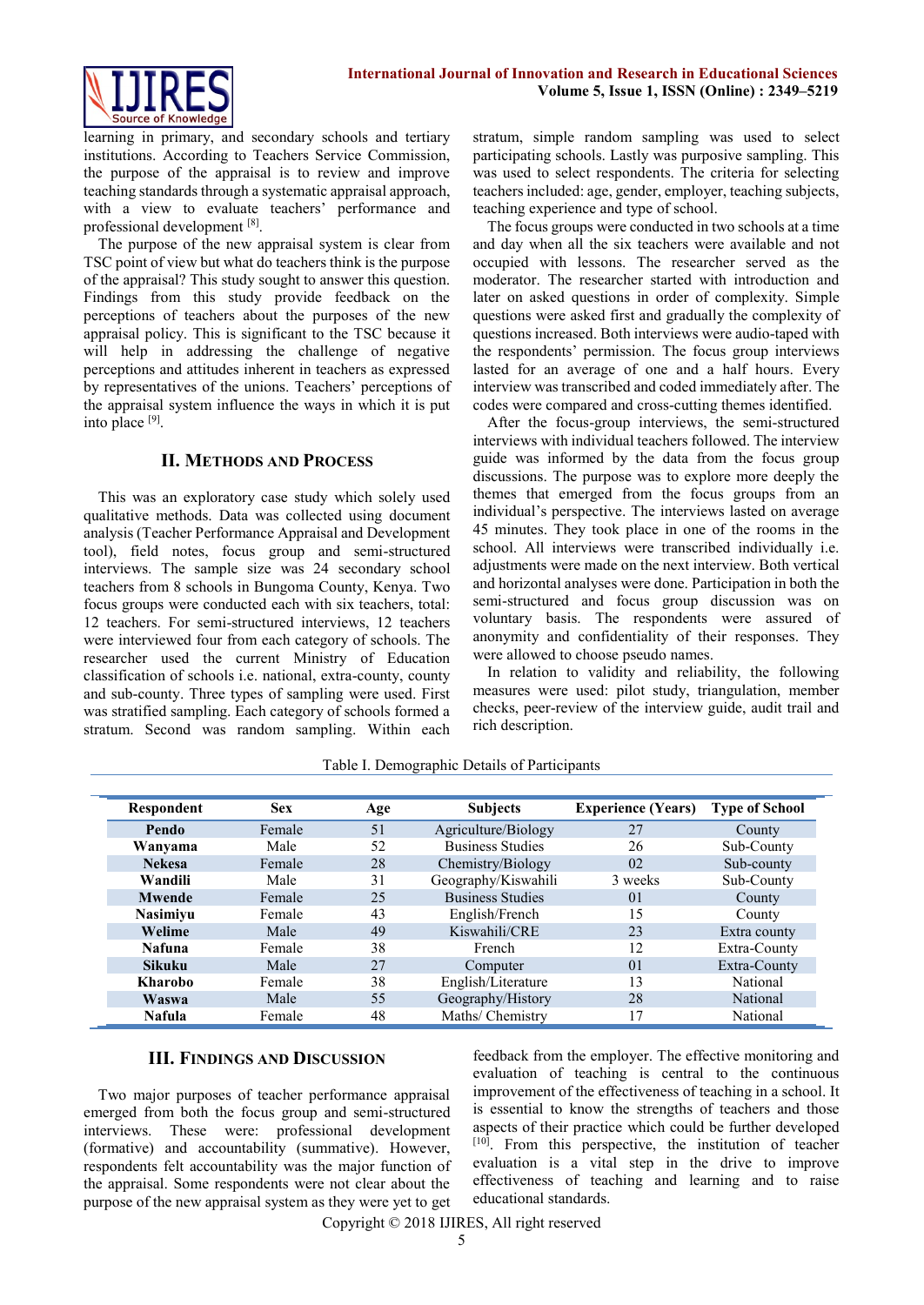learning in primary, and secondary schools and tertiary institutions. According to Teachers Service Commission, the purpose of the appraisal is to review and improve teaching standards through a systematic appraisal approach, with a view to evaluate teachers' performance and professional development [8].

The purpose of the new appraisal system is clear from TSC point of view but what do teachers think is the purpose of the appraisal? This study sought to answer this question. Findings from this study provide feedback on the perceptions of teachers about the purposes of the new appraisal policy. This is significant to the TSC because it will help in addressing the challenge of negative perceptions and attitudes inherent in teachers as expressed by representatives of the unions. Teachers' perceptions of the appraisal system influence the ways in which it is put into place [9].

## II. Methods and Process

This was an exploratory case study which solely used qualitative methods. Data was collected using document analysis (Teacher Performance Appraisal and Development tool), field notes, focus group and semi-structured interviews. The sample size was 24 secondary school teachers from 8 schools in Bungoma County, Kenya. Two focus groups were conducted each with six teachers, total: 12 teachers. For semi-structured interviews, 12 teachers were interviewed four from each category of schools. The researcher used the current Ministry of Education classification of schools i.e. national, extra-county, county and sub-county. Three types of sampling were used. First was stratified sampling. Each category of schools formed a stratum. Second was random sampling. Within each stratum, simple random sampling was used to select participating schools. Lastly was purposive sampling. This was used to select respondents. The criteria for selecting teachers included: age, gender, employer, teaching subjects, teaching experience and type of school.

The focus groups were conducted in two schools at a time and day when all the six teachers were available and not occupied with lessons. The researcher served as the moderator. The researcher started with introduction and later on asked questions in order of complexity. Simple questions were asked first and gradually the complexity of questions increased. Both interviews were audio-taped with the respondents' permission. The focus group interviews lasted for an average of one and a half hours. Every interview was transcribed and coded immediately after. The codes were compared and cross-cutting themes identified.

After the focus-group interviews, the semi-structured interviews with individual teachers followed. The interview guide was informed by the data from the focus group discussions. The purpose was to explore more deeply the themes that emerged from focus groups from an individual's perspective. The interviews lasted on average 45 minutes. They took place in one of the rooms in the school. All interviews were transcribed individually i.e. adjustments were made on the next interview. Both vertical and horizontal analyses were done. Participation in both the semi-structured and focus group discussion was on voluntary basis. The respondents were assured of anonymity and confidentiality of their responses. They were allowed to choose pseudo names.

In relation to validity and reliability, the following measures were used: pilot study, triangulation, member checks, peer-review of the interview guide, audit trail and rich description.

Table I. Demographic Details of Participants

| Respondent | Sex | Age | Subjects | Experience (Years) | Type of School |
|---|---|---|---|---|---|
| **Pendo** | Female | 51 | Agriculture/Biology | 27 | County |
| **Wanyama** | Male | 52 | Business Studies | 26 | Sub-County |
| **Nekesa** | Female | 28 | Chemistry/Biology | 02 | Sub-county |
| **Wandili** | Male | 31 | Geography/Kiswahili | 3 weeks | Sub-County |
| **Mwende** | Female | 25 | Business Studies | 01 | County |
| **Nasimiyu** | Female | 43 | English/French | 15 | County |
| **Welime** | Male | 49 | Kiswahili/CRE | 23 | Extra county |
| **Nafuna** | Female | 38 | French | 12 | Extra-County |
| **Sikuku** | Male | 27 | Computer | 01 | Extra-County |
| **Kharobo** | Female | 38 | English/Literature | 13 | National |
| **Waswa** | Male | 55 | Geography/History | 28 | National |
| **Nafula** | Female | 48 | Maths/ Chemistry | 17 | National |

## III. Findings and Discussion

Two major purposes of teacher performance appraisal emerged from both the focus group and semi-structured interviews. These were: professional development (formative) and accountability (summative). However, respondents felt accountability was the major function of the appraisal. Some respondents were not clear about the purpose of the new appraisal system as they were yet to get feedback from the employer. The effective monitoring and evaluation of teaching is central to the continuous improvement of the effectiveness of teaching in a school. It is essential to know the strengths of teachers and those aspects of their practice which could be further developed [10]. From this perspective, the institution of teacher evaluation is a vital step in the drive to improve effectiveness of teaching and learning and to raise educational standards.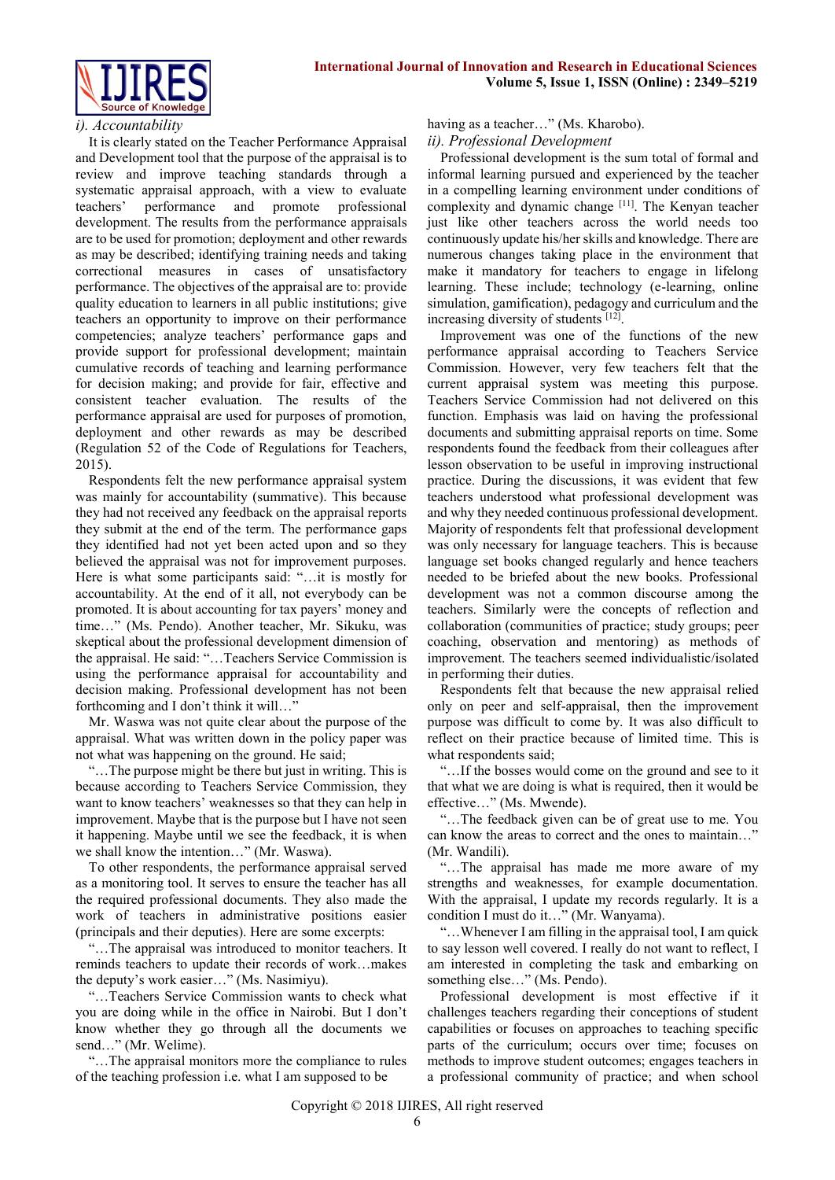### i). Accountability

It is clearly stated on the Teacher Performance Appraisal and Development tool that the purpose of the appraisal is to review and improve teaching standards through a systematic appraisal approach, with a view to evaluate teachers' performance and promote professional development. The results from the performance appraisals are to be used for promotion; deployment and other rewards as may be described; identifying training needs and taking correctional measures in cases of unsatisfactory performance. The objectives of the appraisal are to: provide quality education to learners in all public institutions; give teachers an opportunity to improve on their performance competencies; analyze teachers' performance gaps and provide support for professional development; maintain cumulative records of teaching and learning performance for decision making; and provide for fair, effective and consistent teacher evaluation. The results of the performance appraisal are used for purposes of promotion, deployment and other rewards as may be described (Regulation 52 of the Code of Regulations for Teachers, 2015).

Respondents felt the new performance appraisal system was mainly for accountability (summative). This because they had not received any feedback on the appraisal reports they submit at the end of the term. The performance gaps they identified had not yet been acted upon and so they believed the appraisal was not for improvement purposes. Here is what some participants said: "…it is mostly for accountability. At the end of it all, not everybody can be promoted. It is about accounting for tax payers' money and time…" (Ms. Pendo). Another teacher, Mr. Sikuku, was skeptical about the professional development dimension of the appraisal. He said: "…Teachers Service Commission is using the performance appraisal for accountability and decision making. Professional development has not been forthcoming and I don't think it will…"

Mr. Waswa was not quite clear about the purpose of the appraisal. What was written down in the policy paper was not what was happening on the ground. He said;

"…The purpose might be there but just in writing. This is because according to Teachers Service Commission, they want to know teachers' weaknesses so that they can help in improvement. Maybe that is the purpose but I have not seen it happening. Maybe until we see the feedback, it is when we shall know the intention…" (Mr. Waswa).

To other respondents, the performance appraisal served as a monitoring tool. It serves to ensure the teacher has all the required professional documents. They also made the work of teachers in administrative positions easier (principals and their deputies). Here are some excerpts:

"…The appraisal was introduced to monitor teachers. It reminds teachers to update their records of work…makes the deputy's work easier…" (Ms. Nasimiyu).

"…Teachers Service Commission wants to check what you are doing while in the office in Nairobi. But I don't know whether they go through all the documents we send…" (Mr. Welime).

"…The appraisal monitors more the compliance to rules of the teaching profession i.e. what I am supposed to be having as a teacher…" (Ms. Kharobo).

### ii). Professional Development

Professional development is the sum total of formal and informal learning pursued and experienced by the teacher in a compelling learning environment under conditions of complexity and dynamic change [11]. The Kenyan teacher just like other teachers across the world needs too continuously update his/her skills and knowledge. There are numerous changes taking place in the environment that make it mandatory for teachers to engage in lifelong learning. These include; technology (e-learning, online simulation, gamification), pedagogy and curriculum and the increasing diversity of students [12].

Improvement was one of the functions of the new performance appraisal according to Teachers Service Commission. However, very few teachers felt that the current appraisal system was meeting this purpose. Teachers Service Commission had not delivered on this function. Emphasis was laid on having the professional documents and submitting appraisal reports on time. Some respondents found the feedback from their colleagues after lesson observation to be useful in improving instructional practice. During the discussions, it was evident that few teachers understood what professional development was and why they needed continuous professional development. Majority of respondents felt that professional development was only necessary for language teachers. This is because language set books changed regularly and hence teachers needed to be briefed about the new books. Professional development was not a common discourse among the teachers. Similarly were the concepts of reflection and collaboration (communities of practice; study groups; peer coaching, observation and mentoring) as methods of improvement. The teachers seemed individualistic/isolated in performing their duties.

Respondents felt that because the new appraisal relied only on peer and self-appraisal, then the improvement purpose was difficult to come by. It was also difficult to reflect on their practice because of limited time. This is what respondents said;

"…If the bosses would come on the ground and see to it that what we are doing is what is required, then it would be effective…" (Ms. Mwende).

"…The feedback given can be of great use to me. You can know the areas to correct and the ones to maintain…" (Mr. Wandili).

"…The appraisal has made me more aware of my strengths and weaknesses, for example documentation. With the appraisal, I update my records regularly. It is a condition I must do it…" (Mr. Wanyama).

"…Whenever I am filling in the appraisal tool, I am quick to say lesson well covered. I really do not want to reflect, I am interested in completing the task and embarking on something else…" (Ms. Pendo).

Professional development is most effective if it challenges teachers regarding their conceptions of student capabilities or focuses on approaches to teaching specific parts of the curriculum; occurs over time; focuses on methods to improve student outcomes; engages teachers in a professional community of practice; and when school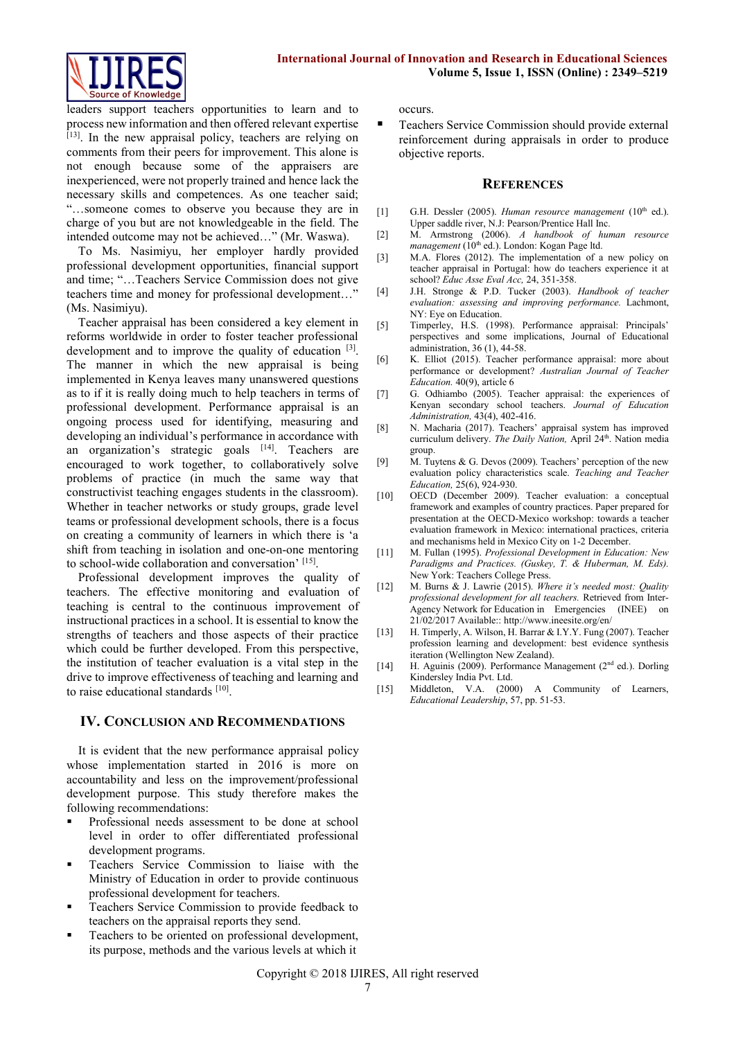leaders support teachers opportunities to learn and to process new information and then offered relevant expertise [13]. In the new appraisal policy, teachers are relying on comments from their peers for improvement. This alone is not enough because some of the appraisers are inexperienced, were not properly trained and hence lack the necessary skills and competences. As one teacher said; "…someone comes to observe you because they are in charge of you but are not knowledgeable in the field. The intended outcome may not be achieved…" (Mr. Waswa).

To Ms. Nasimiyu, her employer hardly provided professional development opportunities, financial support and time; "…Teachers Service Commission does not give teachers time and money for professional development…" (Ms. Nasimiyu).

Teacher appraisal has been considered a key element in reforms worldwide in order to foster teacher professional development and to improve the quality of education [3]. The manner in which the new appraisal is being implemented in Kenya leaves many unanswered questions as to if it is really doing much to help teachers in terms of professional development. Performance appraisal is an ongoing process used for identifying, measuring and developing an individual's performance in accordance with an organization's strategic goals [14]. Teachers are encouraged to work together, to collaboratively solve problems of practice (in much the same way that constructivist teaching engages students in the classroom). Whether in teacher networks or study groups, grade level teams or professional development schools, there is a focus on creating a community of learners in which there is 'a shift from teaching in isolation and one-on-one mentoring to school-wide collaboration and conversation' [15].

Professional development improves the quality of teachers. The effective monitoring and evaluation of teaching is central to the continuous improvement of instructional practices in a school. It is essential to know the strengths of teachers and those aspects of their practice which could be further developed. From this perspective, the institution of teacher evaluation is a vital step in the drive to improve effectiveness of teaching and learning and to raise educational standards [10].

## IV. Conclusion and Recommendations

It is evident that the new performance appraisal policy whose implementation started in 2016 is more on accountability and less on the improvement/professional development purpose. This study therefore makes the following recommendations:

- Professional needs assessment to be done at school level in order to offer differentiated professional development programs.
- Teachers Service Commission to liaise with the Ministry of Education in order to provide continuous professional development for teachers.
- Teachers Service Commission to provide feedback to teachers on the appraisal reports they send.
- Teachers to be oriented on professional development, its purpose, methods and the various levels at which it occurs.
- Teachers Service Commission should provide external reinforcement during appraisals in order to produce objective reports.

## References

[1] G.H. Dessler (2005). *Human resource management* (10th ed.). Upper saddle river, N.J: Pearson/Prentice Hall Inc.

[2] M. Armstrong (2006). *A handbook of human resource management* (10th ed.). London: Kogan Page ltd.

[3] M.A. Flores (2012). The implementation of a new policy on teacher appraisal in Portugal: how do teachers experience it at school? *Educ Asse Eval Acc,* 24, 351-358.

[4] J.H. Stronge & P.D. Tucker (2003). *Handbook of teacher evaluation: assessing and improving performance.* Lachmont, NY: Eye on Education.

[5] Timperley, H.S. (1998). Performance appraisal: Principals' perspectives and some implications, Journal of Educational administration, 36 (1), 44-58.

[6] K. Elliot (2015). Teacher performance appraisal: more about performance or development? *Australian Journal of Teacher Education.* 40(9), article 6

[7] G. Odhiambo (2005). Teacher appraisal: the experiences of Kenyan secondary school teachers. *Journal of Education Administration,* 43(4), 402-416.

[8] N. Macharia (2017). Teachers' appraisal system has improved curriculum delivery. *The Daily Nation,* April 24th. Nation media group.

[9] M. Tuytens & G. Devos (2009). Teachers' perception of the new evaluation policy characteristics scale. *Teaching and Teacher Education,* 25(6), 924-930.

[10] OECD (December 2009). Teacher evaluation: a conceptual framework and examples of country practices. Paper prepared for presentation at the OECD-Mexico workshop: towards a teacher evaluation framework in Mexico: international practices, criteria and mechanisms held in Mexico City on 1-2 December.

[11] M. Fullan (1995). *Professional Development in Education: New Paradigms and Practices. (Guskey, T. & Huberman, M. Eds).* New York: Teachers College Press.

[12] M. Burns & J. Lawrie (2015). *Where it's needed most: Quality professional development for all teachers.* Retrieved from Inter-Agency Network for Education in Emergencies (INEE) on 21/02/2017 Available:: http://www.ineesite.org/en/

[13] H. Timperly, A. Wilson, H. Barrar & I.Y.Y. Fung (2007). Teacher profession learning and development: best evidence synthesis iteration (Wellington New Zealand).

[14] H. Aguinis (2009). Performance Management (2nd ed.). Dorling Kindersley India Pvt. Ltd.

[15] Middleton, V.A. (2000) A Community of Learners, *Educational Leadership*, 57, pp. 51-53.